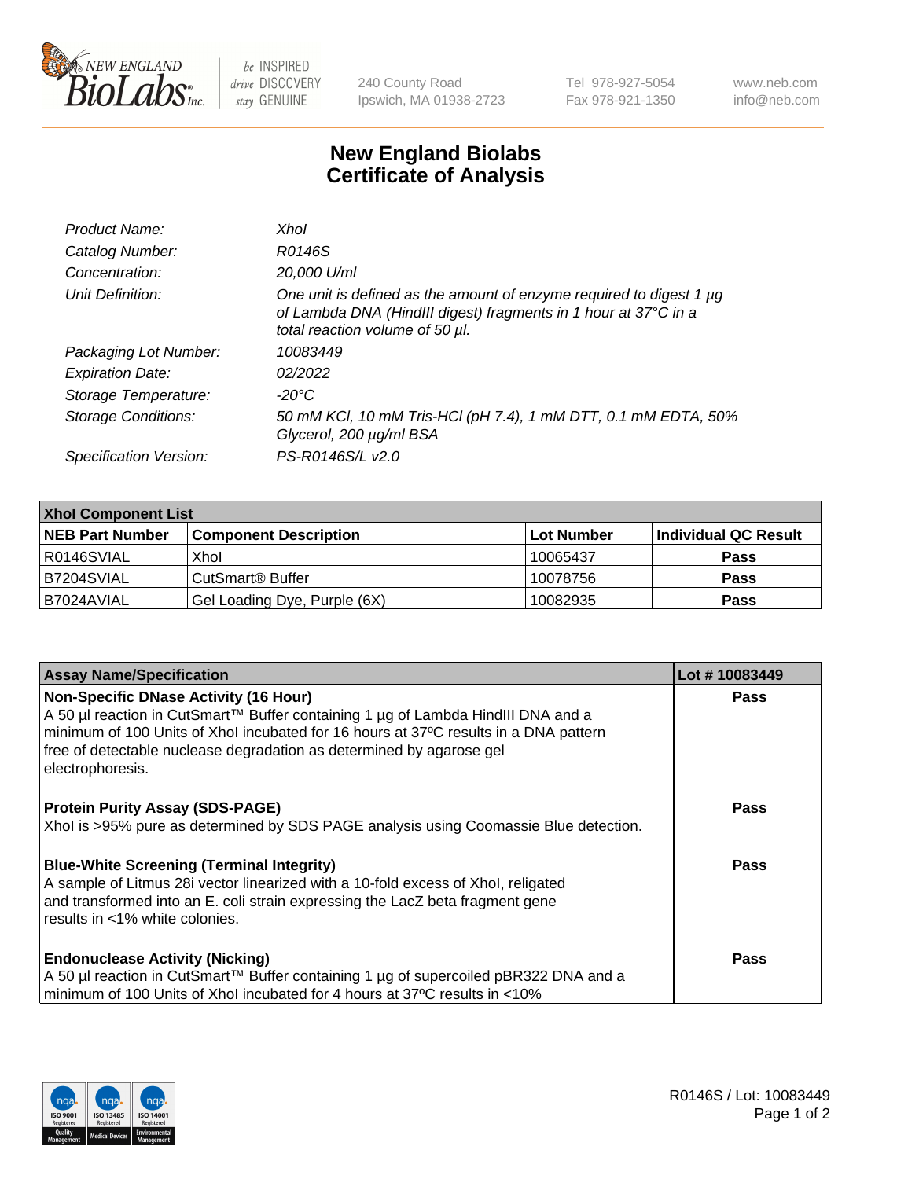New England BioLabs Inc. — be INSPIRED drive DISCOVERY stay GENUINE

240 County Road
Ipswich, MA 01938-2723

Tel 978-927-5054
Fax 978-921-1350

www.neb.com
info@neb.com

# New England Biolabs Certificate of Analysis

| | |
|---|---|
| *Product Name:* | *XhoI* |
| *Catalog Number:* | *R0146S* |
| *Concentration:* | *20,000 U/ml* |
| *Unit Definition:* | *One unit is defined as the amount of enzyme required to digest 1 µg of Lambda DNA (HindIII digest) fragments in 1 hour at 37°C in a total reaction volume of 50 µl.* |
| *Packaging Lot Number:* | *10083449* |
| *Expiration Date:* | *02/2022* |
| *Storage Temperature:* | *-20°C* |
| *Storage Conditions:* | *50 mM KCl, 10 mM Tris-HCl (pH 7.4), 1 mM DTT, 0.1 mM EDTA, 50% Glycerol, 200 µg/ml BSA* |
| *Specification Version:* | *PS-R0146S/L v2.0* |

| **XhoI Component List** | | | |
|---|---|---|---|
| **NEB Part Number** | **Component Description** | **Lot Number** | **Individual QC Result** |
| R0146SVIAL | XhoI | 10065437 | **Pass** |
| B7204SVIAL | CutSmart® Buffer | 10078756 | **Pass** |
| B7024AVIAL | Gel Loading Dye, Purple (6X) | 10082935 | **Pass** |

| **Assay Name/Specification** | **Lot # 10083449** |
|---|---|
| **Non-Specific DNase Activity (16 Hour)** A 50 µl reaction in CutSmart™ Buffer containing 1 µg of Lambda HindIII DNA and a minimum of 100 Units of XhoI incubated for 16 hours at 37ºC results in a DNA pattern free of detectable nuclease degradation as determined by agarose gel electrophoresis. | **Pass** |
| **Protein Purity Assay (SDS-PAGE)** XhoI is >95% pure as determined by SDS PAGE analysis using Coomassie Blue detection. | **Pass** |
| **Blue-White Screening (Terminal Integrity)** A sample of Litmus 28i vector linearized with a 10-fold excess of XhoI, religated and transformed into an E. coli strain expressing the LacZ beta fragment gene results in <1% white colonies. | **Pass** |
| **Endonuclease Activity (Nicking)** A 50 µl reaction in CutSmart™ Buffer containing 1 µg of supercoiled pBR322 DNA and a minimum of 100 Units of XhoI incubated for 4 hours at 37ºC results in <10% | **Pass** |

R0146S / Lot: 10083449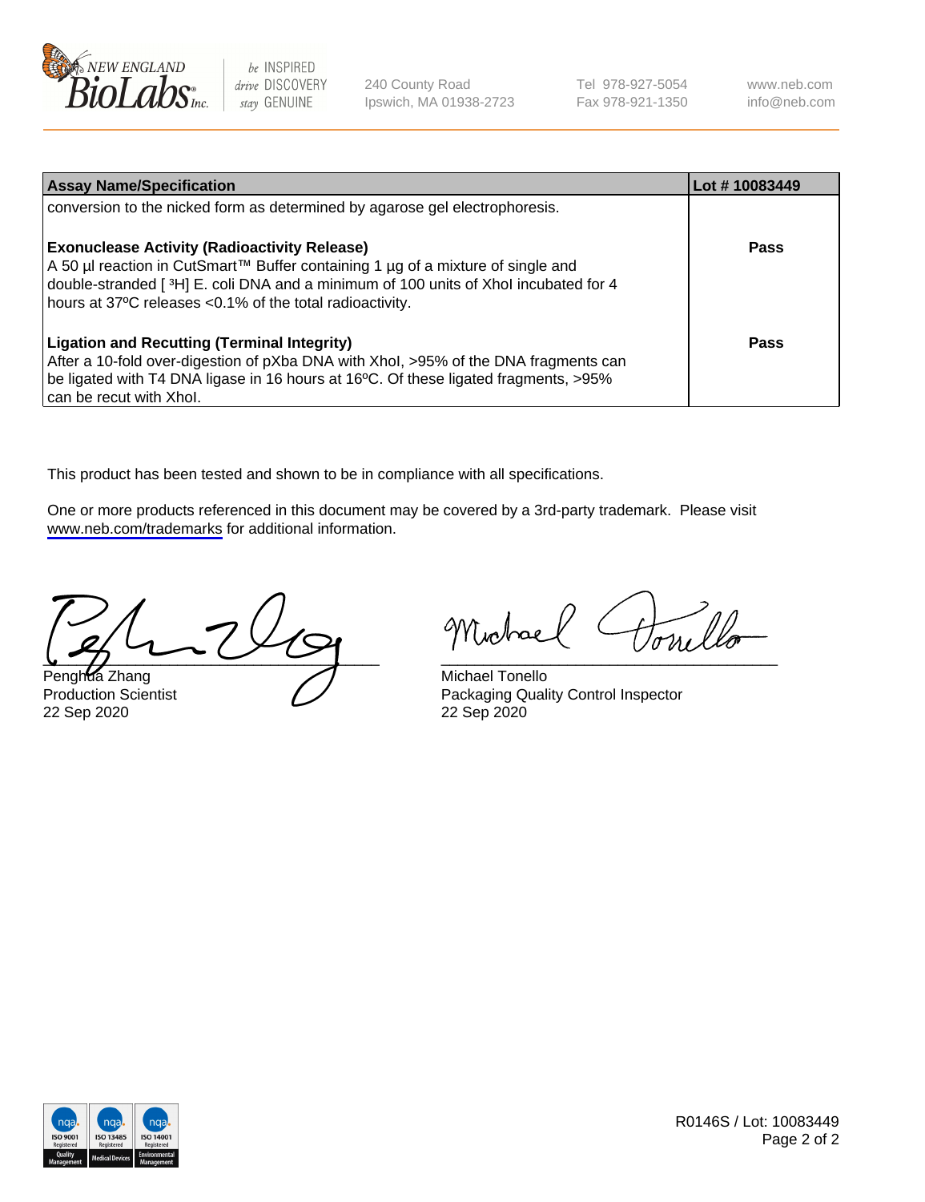| Assay Name/Specification | Lot # 10083449 |
|---|---|
| conversion to the nicked form as determined by agarose gel electrophoresis. | |
| **Exonuclease Activity (Radioactivity Release)**<br>A 50 µl reaction in CutSmart™ Buffer containing 1 µg of a mixture of single and double-stranded [ $^3$H] E. coli DNA and a minimum of 100 units of XhoI incubated for 4 hours at 37ºC releases <0.1% of the total radioactivity. | **Pass** |
| **Ligation and Recutting (Terminal Integrity)**<br>After a 10-fold over-digestion of pXba DNA with XhoI, >95% of the DNA fragments can be ligated with T4 DNA ligase in 16 hours at 16ºC. Of these ligated fragments, >95% can be recut with XhoI. | **Pass** |

This product has been tested and shown to be in compliance with all specifications.

One or more products referenced in this document may be covered by a 3rd-party trademark. Please visit www.neb.com/trademarks for additional information.

Penghua Zhang
Production Scientist
22 Sep 2020

Michael Tonello
Packaging Quality Control Inspector
22 Sep 2020

R0146S / Lot: 10083449